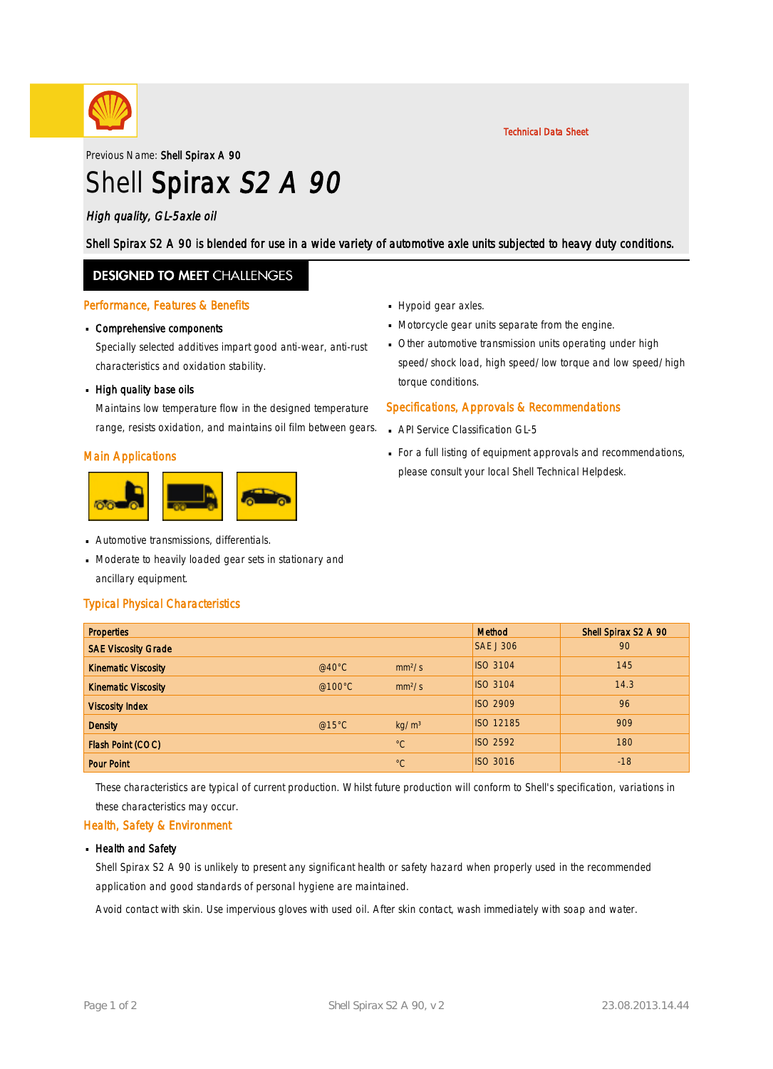Technical Data Sheet

Previous Name: **Shell Spirax A 90**

# Shell Spirax *S2 A 90*

*High quality, GL-5axle oil*

**Shell Spirax S2 A 90 is blended for use in a wide variety of automotive axle units subjected to heavy duty conditions.**

## DESIGNED TO MEET CHALLENGES

### Performance, Features & Benefits

- **Comprehensive components**

  Specially selected additives impart good anti-wear, anti-rust characteristics and oxidation stability.

- **High quality base oils**

  Maintains low temperature flow in the designed temperature range, resists oxidation, and maintains oil film between gears.

### Main Applications

- Automotive transmissions, differentials.
- Moderate to heavily loaded gear sets in stationary and ancillary equipment.
- Hypoid gear axles.
- Motorcycle gear units separate from the engine.
- Other automotive transmission units operating under high speed/shock load, high speed/low torque and low speed/high torque conditions.

### Specifications, Approvals & Recommendations

- API Service Classification GL-5
- For a full listing of equipment approvals and recommendations, please consult your local Shell Technical Helpdesk.

### Typical Physical Characteristics

| Properties | | | Method | Shell Spirax S2 A 90 |
|---|---|---|---|---|
| SAE Viscosity Grade | | | SAE J 306 | 90 |
| Kinematic Viscosity | @40°C | $mm^2/s$ | ISO 3104 | 145 |
| Kinematic Viscosity | @100°C | $mm^2/s$ | ISO 3104 | 14.3 |
| Viscosity Index | | | ISO 2909 | 96 |
| Density | @15°C | $kg/m^3$ | ISO 12185 | 909 |
| Flash Point (COC) | | °C | ISO 2592 | 180 |
| Pour Point | | °C | ISO 3016 | -18 |

These characteristics are typical of current production. Whilst future production will conform to Shell's specification, variations in these characteristics may occur.

### Health, Safety & Environment

- **Health and Safety**

  Shell Spirax S2 A 90 is unlikely to present any significant health or safety hazard when properly used in the recommended application and good standards of personal hygiene are maintained.

  Avoid contact with skin. Use impervious gloves with used oil. After skin contact, wash immediately with soap and water.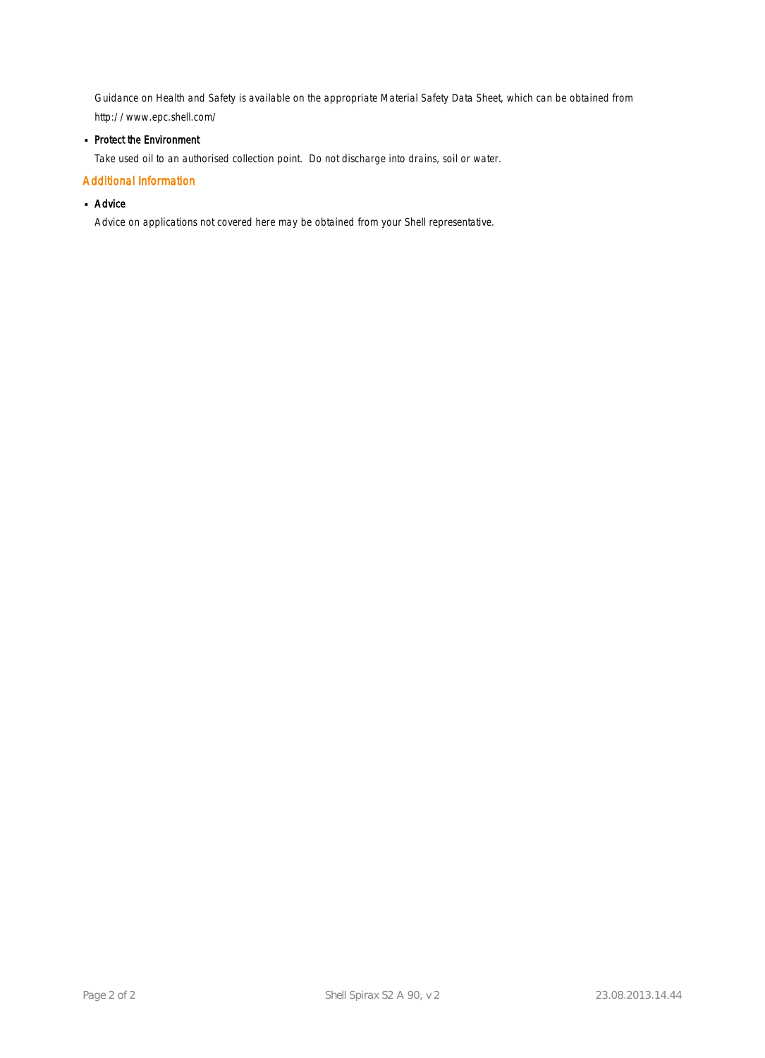Guidance on Health and Safety is available on the appropriate Material Safety Data Sheet, which can be obtained from http://www.epc.shell.com/

- Protect the Environment

  Take used oil to an authorised collection point. Do not discharge into drains, soil or water.

## Additional Information

- Advice

  Advice on applications not covered here may be obtained from your Shell representative.